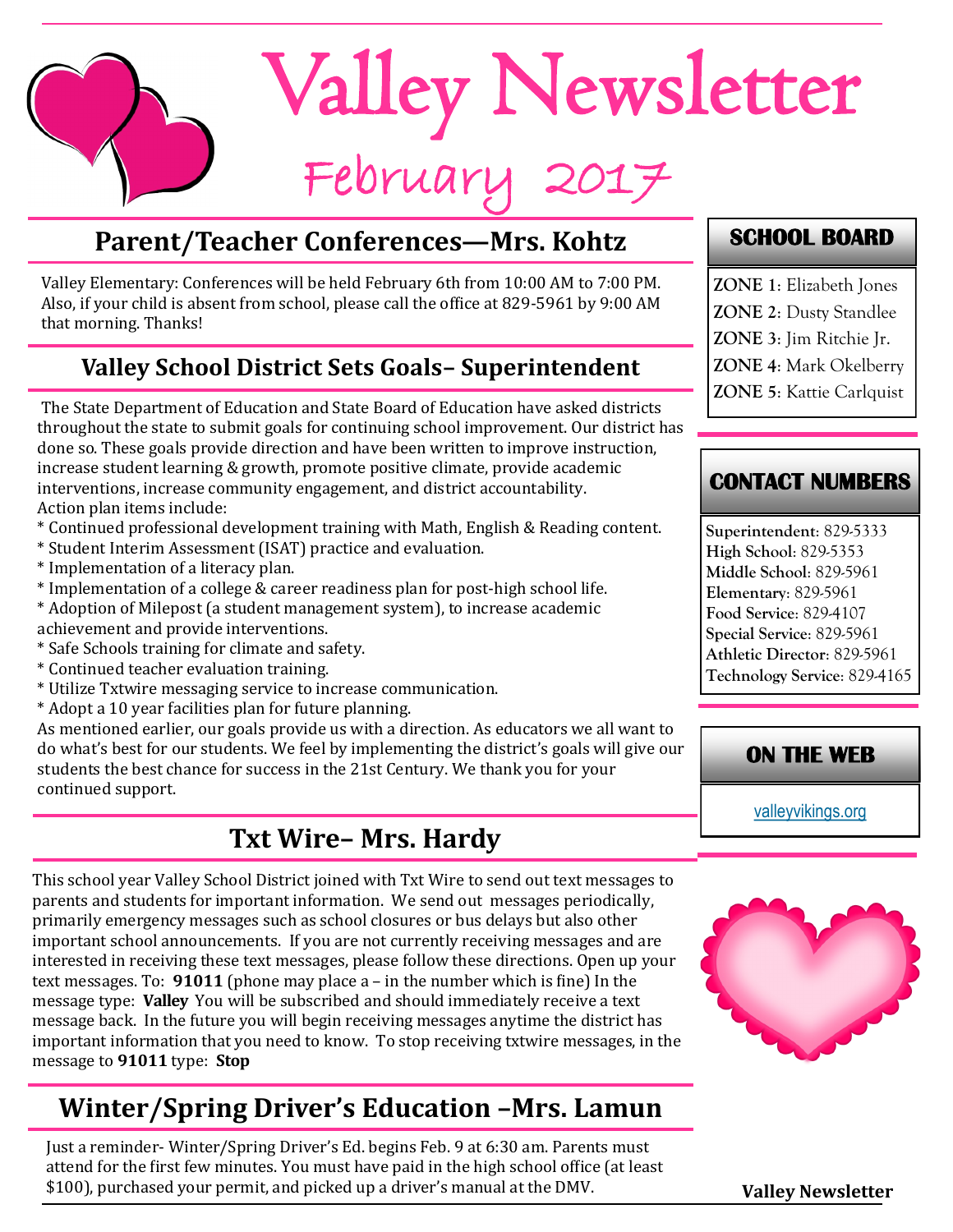# Valley Newsletter

## February 2017

## Parent/Teacher Conferences—Mrs. Kohtz

Valley Elementary: Conferences will be held February 6th from 10:00 AM to 7:00 PM. Also, if your child is absent from school, please call the office at 829-5961 by 9:00 AM that morning. Thanks!

## Valley School District Sets Goals– Superintendent

The State Department of Education and State Board of Education have asked districts throughout the state to submit goals for continuing school improvement. Our district has done so. These goals provide direction and have been written to improve instruction, increase student learning & growth, promote positive climate, provide academic interventions, increase community engagement, and district accountability.
Action plan items include:

* Continued professional development training with Math, English & Reading content.
* Student Interim Assessment (ISAT) practice and evaluation.
* Implementation of a literacy plan.
* Implementation of a college & career readiness plan for post-high school life.
* Adoption of Milepost (a student management system), to increase academic achievement and provide interventions.
* Safe Schools training for climate and safety.
* Continued teacher evaluation training.
* Utilize Txtwire messaging service to increase communication.
* Adopt a 10 year facilities plan for future planning.

As mentioned earlier, our goals provide us with a direction. As educators we all want to do what's best for our students. We feel by implementing the district's goals will give our students the best chance for success in the 21st Century. We thank you for your continued support.

## Txt Wire– Mrs. Hardy

This school year Valley School District joined with Txt Wire to send out text messages to parents and students for important information. We send out messages periodically, primarily emergency messages such as school closures or bus delays but also other important school announcements. If you are not currently receiving messages and are interested in receiving these text messages, please follow these directions. Open up your text messages. To: **91011** (phone may place a – in the number which is fine) In the message type: **Valley** You will be subscribed and should immediately receive a text message back. In the future you will begin receiving messages anytime the district has important information that you need to know. To stop receiving txtwire messages, in the message to **91011** type: **Stop**

## Winter/Spring Driver's Education –Mrs. Lamun

Just a reminder- Winter/Spring Driver's Ed. begins Feb. 9 at 6:30 am. Parents must attend for the first few minutes. You must have paid in the high school office (at least $100), purchased your permit, and picked up a driver's manual at the DMV.

### SCHOOL BOARD

**ZONE 1**: Elizabeth Jones
**ZONE 2**: Dusty Standlee
**ZONE 3**: Jim Ritchie Jr.
**ZONE 4**: Mark Okelberry
**ZONE 5**: Kattie Carlquist

### CONTACT NUMBERS

**Superintendent**: 829-5333
**High School**: 829-5353
**Middle School**: 829-5961
**Elementary**: 829-5961
**Food Service**: 829-4107
**Special Service**: 829-5961
**Athletic Director**: 829-5961
**Technology Service**: 829-4165

### ON THE WEB

valleyvikings.org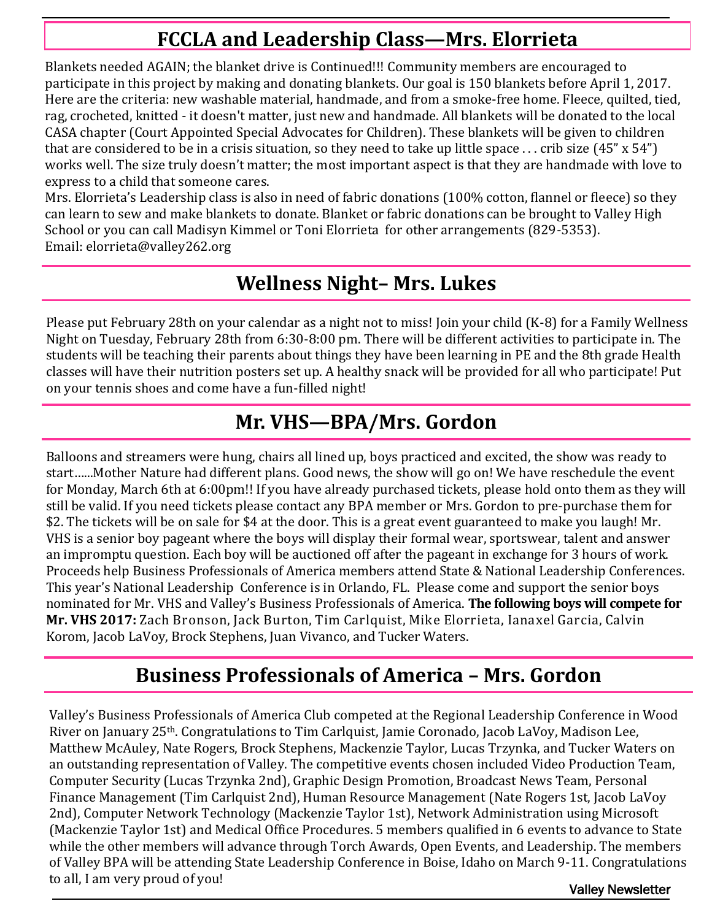## FCCLA and Leadership Class—Mrs. Elorrieta

Blankets needed AGAIN; the blanket drive is Continued!!! Community members are encouraged to participate in this project by making and donating blankets. Our goal is 150 blankets before April 1, 2017. Here are the criteria: new washable material, handmade, and from a smoke-free home. Fleece, quilted, tied, rag, crocheted, knitted - it doesn't matter, just new and handmade. All blankets will be donated to the local CASA chapter (Court Appointed Special Advocates for Children). These blankets will be given to children that are considered to be in a crisis situation, so they need to take up little space . . . crib size (45" x 54") works well. The size truly doesn't matter; the most important aspect is that they are handmade with love to express to a child that someone cares.

Mrs. Elorrieta's Leadership class is also in need of fabric donations (100% cotton, flannel or fleece) so they can learn to sew and make blankets to donate. Blanket or fabric donations can be brought to Valley High School or you can call Madisyn Kimmel or Toni Elorrieta for other arrangements (829-5353).
Email: elorrieta@valley262.org

## Wellness Night– Mrs. Lukes

Please put February 28th on your calendar as a night not to miss! Join your child (K-8) for a Family Wellness Night on Tuesday, February 28th from 6:30-8:00 pm. There will be different activities to participate in. The students will be teaching their parents about things they have been learning in PE and the 8th grade Health classes will have their nutrition posters set up. A healthy snack will be provided for all who participate! Put on your tennis shoes and come have a fun-filled night!

## Mr. VHS—BPA/Mrs. Gordon

Balloons and streamers were hung, chairs all lined up, boys practiced and excited, the show was ready to start......Mother Nature had different plans. Good news, the show will go on! We have reschedule the event for Monday, March 6th at 6:00pm!! If you have already purchased tickets, please hold onto them as they will still be valid. If you need tickets please contact any BPA member or Mrs. Gordon to pre-purchase them for $2. The tickets will be on sale for $4 at the door. This is a great event guaranteed to make you laugh! Mr. VHS is a senior boy pageant where the boys will display their formal wear, sportswear, talent and answer an impromptu question. Each boy will be auctioned off after the pageant in exchange for 3 hours of work. Proceeds help Business Professionals of America members attend State & National Leadership Conferences. This year's National Leadership Conference is in Orlando, FL. Please come and support the senior boys nominated for Mr. VHS and Valley's Business Professionals of America. **The following boys will compete for Mr. VHS 2017:** Zach Bronson, Jack Burton, Tim Carlquist, Mike Elorrieta, Ianaxel Garcia, Calvin Korom, Jacob LaVoy, Brock Stephens, Juan Vivanco, and Tucker Waters.

## Business Professionals of America – Mrs. Gordon

Valley's Business Professionals of America Club competed at the Regional Leadership Conference in Wood River on January 25th. Congratulations to Tim Carlquist, Jamie Coronado, Jacob LaVoy, Madison Lee, Matthew McAuley, Nate Rogers, Brock Stephens, Mackenzie Taylor, Lucas Trzynka, and Tucker Waters on an outstanding representation of Valley. The competitive events chosen included Video Production Team, Computer Security (Lucas Trzynka 2nd), Graphic Design Promotion, Broadcast News Team, Personal Finance Management (Tim Carlquist 2nd), Human Resource Management (Nate Rogers 1st, Jacob LaVoy 2nd), Computer Network Technology (Mackenzie Taylor 1st), Network Administration using Microsoft (Mackenzie Taylor 1st) and Medical Office Procedures. 5 members qualified in 6 events to advance to State while the other members will advance through Torch Awards, Open Events, and Leadership. The members of Valley BPA will be attending State Leadership Conference in Boise, Idaho on March 9-11. Congratulations to all, I am very proud of you!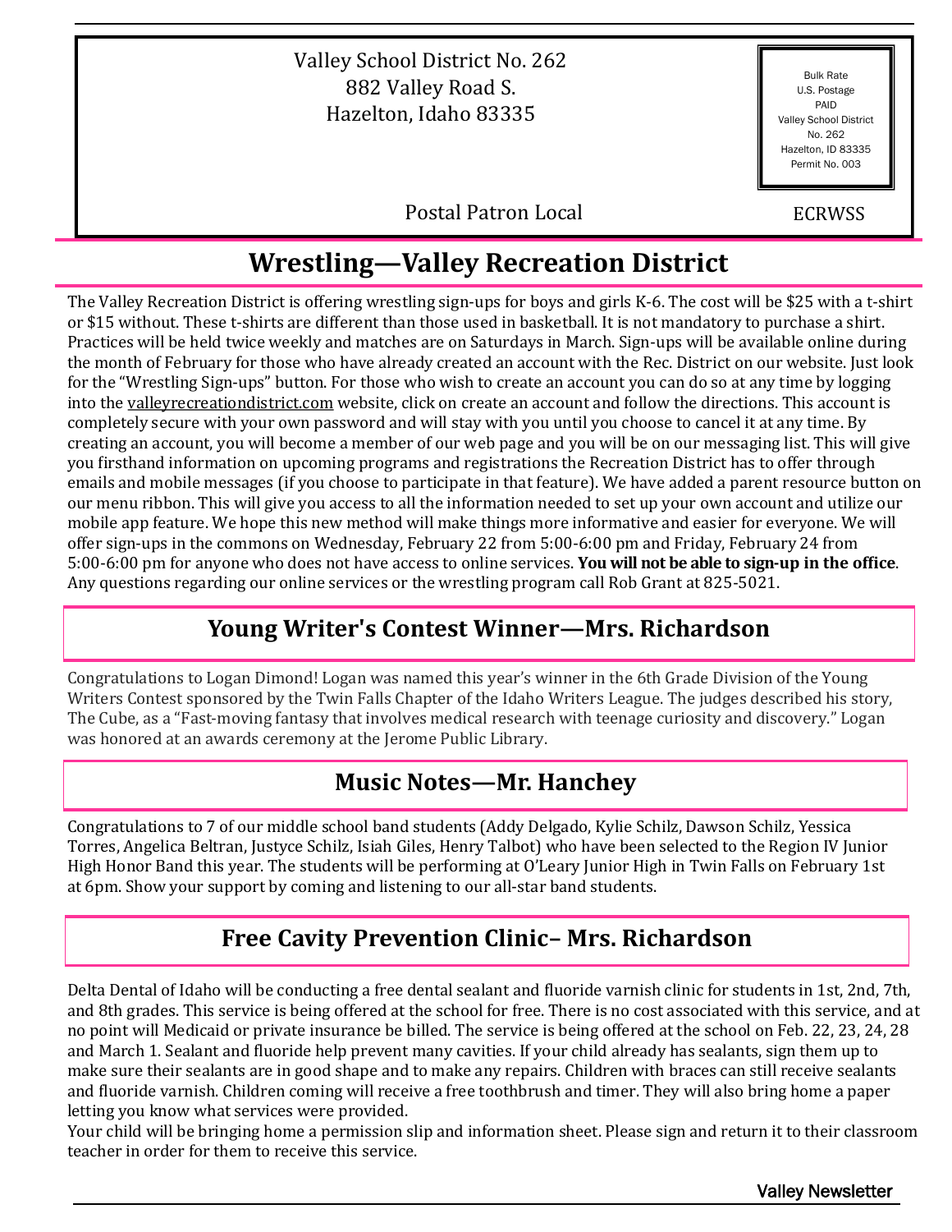Valley School District No. 262
882 Valley Road S.
Hazelton, Idaho 83335

Bulk Rate
U.S. Postage
PAID
Valley School District
No. 262
Hazelton, ID 83335
Permit No. 003

Postal Patron Local

ECRWSS

## Wrestling—Valley Recreation District

The Valley Recreation District is offering wrestling sign-ups for boys and girls K-6. The cost will be $25 with a t-shirt or $15 without. These t-shirts are different than those used in basketball. It is not mandatory to purchase a shirt. Practices will be held twice weekly and matches are on Saturdays in March. Sign-ups will be available online during the month of February for those who have already created an account with the Rec. District on our website. Just look for the "Wrestling Sign-ups" button. For those who wish to create an account you can do so at any time by logging into the valleyrecreationdistrict.com website, click on create an account and follow the directions. This account is completely secure with your own password and will stay with you until you choose to cancel it at any time. By creating an account, you will become a member of our web page and you will be on our messaging list. This will give you firsthand information on upcoming programs and registrations the Recreation District has to offer through emails and mobile messages (if you choose to participate in that feature). We have added a parent resource button on our menu ribbon. This will give you access to all the information needed to set up your own account and utilize our mobile app feature. We hope this new method will make things more informative and easier for everyone. We will offer sign-ups in the commons on Wednesday, February 22 from 5:00-6:00 pm and Friday, February 24 from 5:00-6:00 pm for anyone who does not have access to online services. **You will not be able to sign-up in the office**. Any questions regarding our online services or the wrestling program call Rob Grant at 825-5021.

## Young Writer's Contest Winner—Mrs. Richardson

Congratulations to Logan Dimond! Logan was named this year's winner in the 6th Grade Division of the Young Writers Contest sponsored by the Twin Falls Chapter of the Idaho Writers League. The judges described his story, The Cube, as a "Fast-moving fantasy that involves medical research with teenage curiosity and discovery." Logan was honored at an awards ceremony at the Jerome Public Library.

## Music Notes—Mr. Hanchey

Congratulations to 7 of our middle school band students (Addy Delgado, Kylie Schilz, Dawson Schilz, Yessica Torres, Angelica Beltran, Justyce Schilz, Isiah Giles, Henry Talbot) who have been selected to the Region IV Junior High Honor Band this year. The students will be performing at O'Leary Junior High in Twin Falls on February 1st at 6pm. Show your support by coming and listening to our all-star band students.

## Free Cavity Prevention Clinic– Mrs. Richardson

Delta Dental of Idaho will be conducting a free dental sealant and fluoride varnish clinic for students in 1st, 2nd, 7th, and 8th grades. This service is being offered at the school for free. There is no cost associated with this service, and at no point will Medicaid or private insurance be billed. The service is being offered at the school on Feb. 22, 23, 24, 28 and March 1. Sealant and fluoride help prevent many cavities. If your child already has sealants, sign them up to make sure their sealants are in good shape and to make any repairs. Children with braces can still receive sealants and fluoride varnish. Children coming will receive a free toothbrush and timer. They will also bring home a paper letting you know what services were provided.

Your child will be bringing home a permission slip and information sheet. Please sign and return it to their classroom teacher in order for them to receive this service.